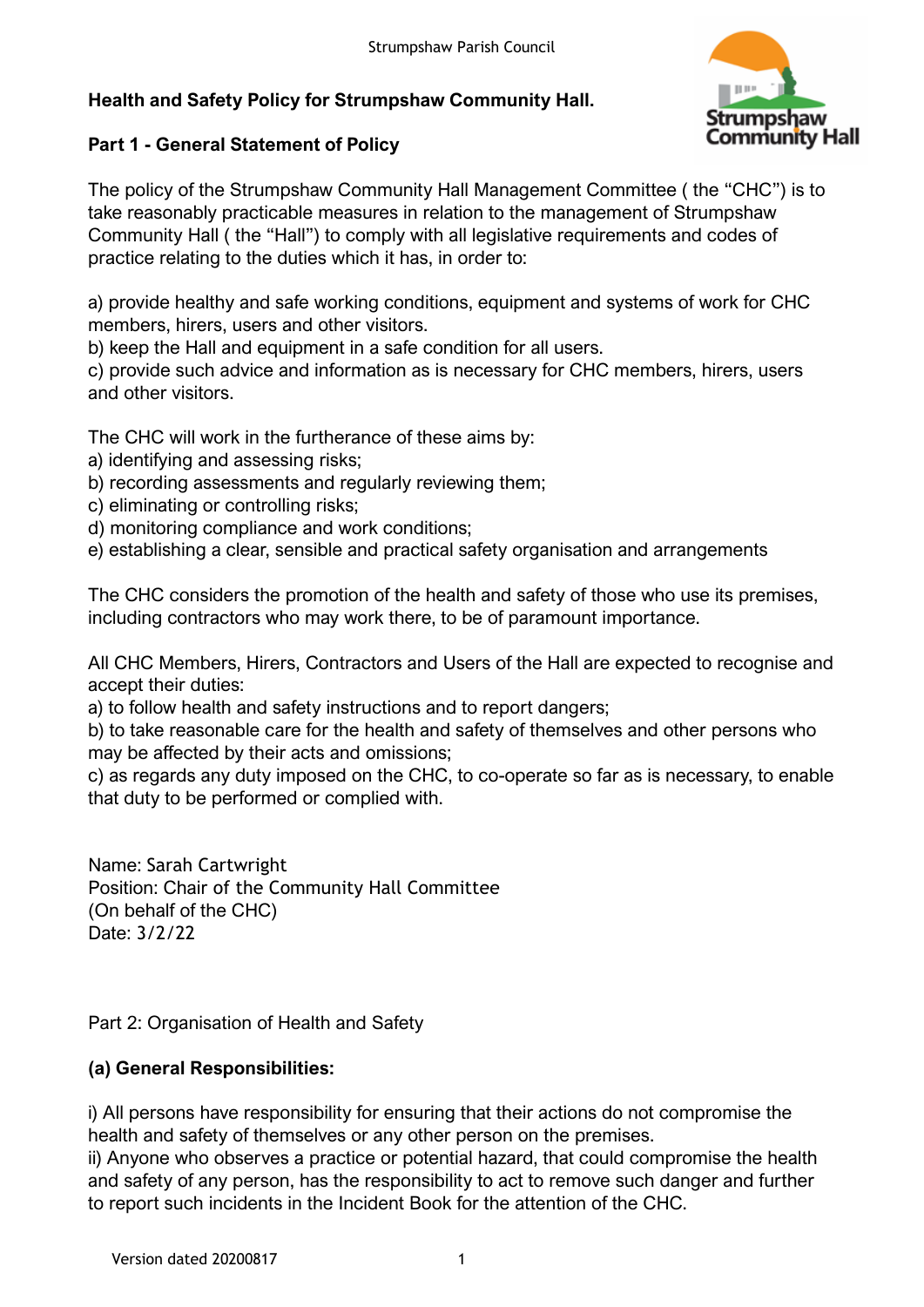**Health and Safety Policy for Strumpshaw Community Hall.**

**Part 1 - General Statement of Policy**

The policy of the Strumpshaw Community Hall Management Committee ( the "CHC") is to take reasonably practicable measures in relation to the management of Strumpshaw Community Hall ( the "Hall") to comply with all legislative requirements and codes of practice relating to the duties which it has, in order to:

a) provide healthy and safe working conditions, equipment and systems of work for CHC members, hirers, users and other visitors.
b) keep the Hall and equipment in a safe condition for all users.
c) provide such advice and information as is necessary for CHC members, hirers, users and other visitors.

The CHC will work in the furtherance of these aims by:
a) identifying and assessing risks;
b) recording assessments and regularly reviewing them;
c) eliminating or controlling risks;
d) monitoring compliance and work conditions;
e) establishing a clear, sensible and practical safety organisation and arrangements

The CHC considers the promotion of the health and safety of those who use its premises, including contractors who may work there, to be of paramount importance.

All CHC Members, Hirers, Contractors and Users of the Hall are expected to recognise and accept their duties:
a) to follow health and safety instructions and to report dangers;
b) to take reasonable care for the health and safety of themselves and other persons who may be affected by their acts and omissions;
c) as regards any duty imposed on the CHC, to co-operate so far as is necessary, to enable that duty to be performed or complied with.

Name: Sarah Cartwright
Position: Chair of the Community Hall Committee
(On behalf of the CHC)
Date: 3/2/22

Part 2: Organisation of Health and Safety

**(a) General Responsibilities:**

i) All persons have responsibility for ensuring that their actions do not compromise the health and safety of themselves or any other person on the premises.
ii) Anyone who observes a practice or potential hazard, that could compromise the health and safety of any person, has the responsibility to act to remove such danger and further to report such incidents in the Incident Book for the attention of the CHC.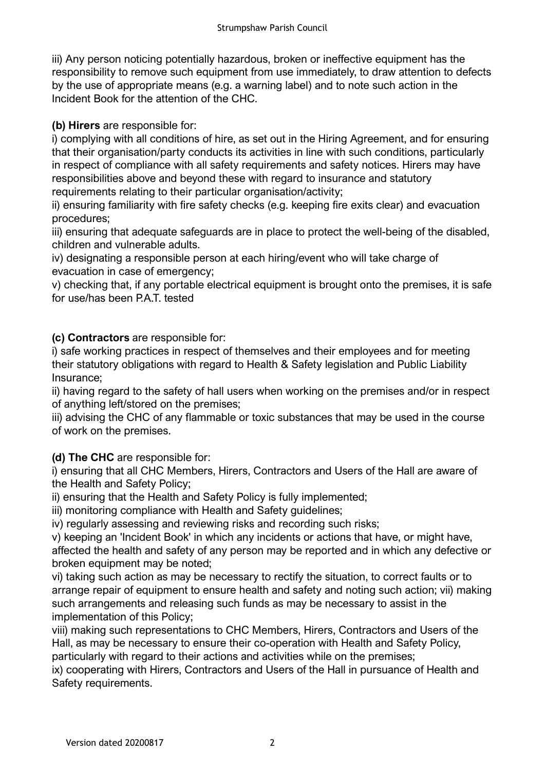iii) Any person noticing potentially hazardous, broken or ineffective equipment has the responsibility to remove such equipment from use immediately, to draw attention to defects by the use of appropriate means (e.g. a warning label) and to note such action in the Incident Book for the attention of the CHC.

**(b) Hirers** are responsible for:

i) complying with all conditions of hire, as set out in the Hiring Agreement, and for ensuring that their organisation/party conducts its activities in line with such conditions, particularly in respect of compliance with all safety requirements and safety notices. Hirers may have responsibilities above and beyond these with regard to insurance and statutory requirements relating to their particular organisation/activity;

ii) ensuring familiarity with fire safety checks (e.g. keeping fire exits clear) and evacuation procedures;

iii) ensuring that adequate safeguards are in place to protect the well-being of the disabled, children and vulnerable adults.

iv) designating a responsible person at each hiring/event who will take charge of evacuation in case of emergency;

v) checking that, if any portable electrical equipment is brought onto the premises, it is safe for use/has been P.A.T. tested

**(c) Contractors** are responsible for:

i) safe working practices in respect of themselves and their employees and for meeting their statutory obligations with regard to Health & Safety legislation and Public Liability Insurance;

ii) having regard to the safety of hall users when working on the premises and/or in respect of anything left/stored on the premises;

iii) advising the CHC of any flammable or toxic substances that may be used in the course of work on the premises.

**(d) The CHC** are responsible for:

i) ensuring that all CHC Members, Hirers, Contractors and Users of the Hall are aware of the Health and Safety Policy;

ii) ensuring that the Health and Safety Policy is fully implemented;

iii) monitoring compliance with Health and Safety guidelines;

iv) regularly assessing and reviewing risks and recording such risks;

v) keeping an 'Incident Book' in which any incidents or actions that have, or might have, affected the health and safety of any person may be reported and in which any defective or broken equipment may be noted;

vi) taking such action as may be necessary to rectify the situation, to correct faults or to arrange repair of equipment to ensure health and safety and noting such action; vii) making such arrangements and releasing such funds as may be necessary to assist in the implementation of this Policy;

viii) making such representations to CHC Members, Hirers, Contractors and Users of the Hall, as may be necessary to ensure their co-operation with Health and Safety Policy, particularly with regard to their actions and activities while on the premises;

ix) cooperating with Hirers, Contractors and Users of the Hall in pursuance of Health and Safety requirements.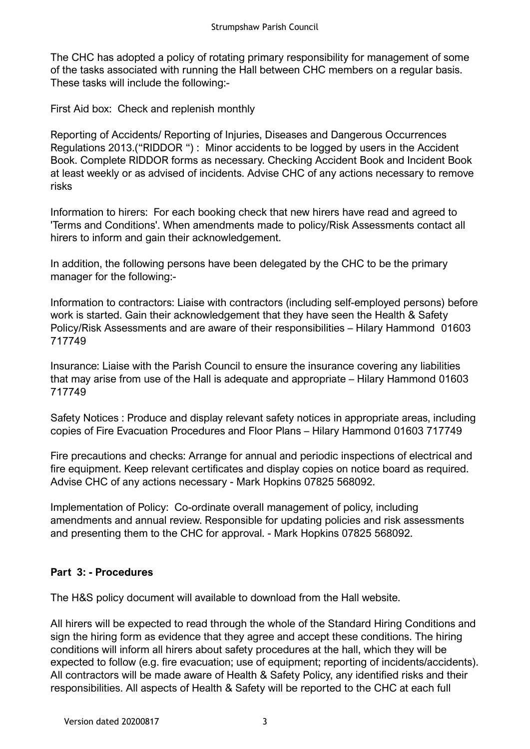The CHC has adopted a policy of rotating primary responsibility for management of some of the tasks associated with running the Hall between CHC members on a regular basis. These tasks will include the following:-

First Aid box: Check and replenish monthly

Reporting of Accidents/ Reporting of Injuries, Diseases and Dangerous Occurrences Regulations 2013.("RIDDOR ") : Minor accidents to be logged by users in the Accident Book. Complete RIDDOR forms as necessary. Checking Accident Book and Incident Book at least weekly or as advised of incidents. Advise CHC of any actions necessary to remove risks

Information to hirers: For each booking check that new hirers have read and agreed to 'Terms and Conditions'. When amendments made to policy/Risk Assessments contact all hirers to inform and gain their acknowledgement.

In addition, the following persons have been delegated by the CHC to be the primary manager for the following:-

Information to contractors: Liaise with contractors (including self-employed persons) before work is started. Gain their acknowledgement that they have seen the Health & Safety Policy/Risk Assessments and are aware of their responsibilities – Hilary Hammond 01603 717749

Insurance: Liaise with the Parish Council to ensure the insurance covering any liabilities that may arise from use of the Hall is adequate and appropriate – Hilary Hammond 01603 717749

Safety Notices : Produce and display relevant safety notices in appropriate areas, including copies of Fire Evacuation Procedures and Floor Plans – Hilary Hammond 01603 717749

Fire precautions and checks: Arrange for annual and periodic inspections of electrical and fire equipment. Keep relevant certificates and display copies on notice board as required. Advise CHC of any actions necessary - Mark Hopkins 07825 568092.

Implementation of Policy: Co-ordinate overall management of policy, including amendments and annual review. Responsible for updating policies and risk assessments and presenting them to the CHC for approval. - Mark Hopkins 07825 568092.

**Part 3: - Procedures**

The H&S policy document will available to download from the Hall website.

All hirers will be expected to read through the whole of the Standard Hiring Conditions and sign the hiring form as evidence that they agree and accept these conditions. The hiring conditions will inform all hirers about safety procedures at the hall, which they will be expected to follow (e.g. fire evacuation; use of equipment; reporting of incidents/accidents). All contractors will be made aware of Health & Safety Policy, any identified risks and their responsibilities. All aspects of Health & Safety will be reported to the CHC at each full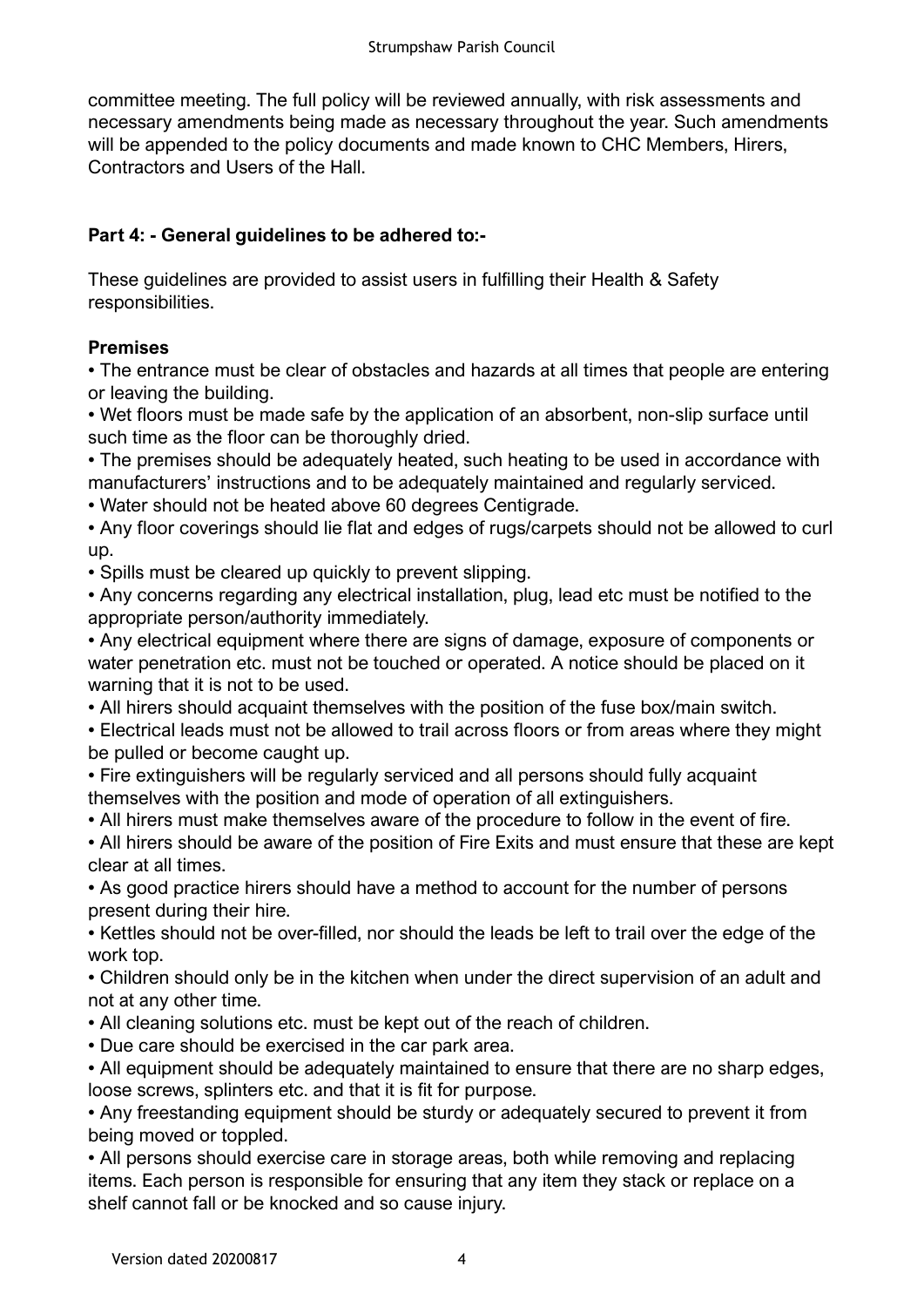committee meeting. The full policy will be reviewed annually, with risk assessments and necessary amendments being made as necessary throughout the year. Such amendments will be appended to the policy documents and made known to CHC Members, Hirers, Contractors and Users of the Hall.

**Part 4: - General guidelines to be adhered to:-**

These guidelines are provided to assist users in fulfilling their Health & Safety responsibilities.

**Premises**

- The entrance must be clear of obstacles and hazards at all times that people are entering or leaving the building.
- Wet floors must be made safe by the application of an absorbent, non-slip surface until such time as the floor can be thoroughly dried.
- The premises should be adequately heated, such heating to be used in accordance with manufacturers' instructions and to be adequately maintained and regularly serviced.
- Water should not be heated above 60 degrees Centigrade.
- Any floor coverings should lie flat and edges of rugs/carpets should not be allowed to curl up.
- Spills must be cleared up quickly to prevent slipping.
- Any concerns regarding any electrical installation, plug, lead etc must be notified to the appropriate person/authority immediately.
- Any electrical equipment where there are signs of damage, exposure of components or water penetration etc. must not be touched or operated. A notice should be placed on it warning that it is not to be used.
- All hirers should acquaint themselves with the position of the fuse box/main switch.
- Electrical leads must not be allowed to trail across floors or from areas where they might be pulled or become caught up.
- Fire extinguishers will be regularly serviced and all persons should fully acquaint themselves with the position and mode of operation of all extinguishers.
- All hirers must make themselves aware of the procedure to follow in the event of fire.
- All hirers should be aware of the position of Fire Exits and must ensure that these are kept clear at all times.
- As good practice hirers should have a method to account for the number of persons present during their hire.
- Kettles should not be over-filled, nor should the leads be left to trail over the edge of the work top.
- Children should only be in the kitchen when under the direct supervision of an adult and not at any other time.
- All cleaning solutions etc. must be kept out of the reach of children.
- Due care should be exercised in the car park area.
- All equipment should be adequately maintained to ensure that there are no sharp edges, loose screws, splinters etc. and that it is fit for purpose.
- Any freestanding equipment should be sturdy or adequately secured to prevent it from being moved or toppled.
- All persons should exercise care in storage areas, both while removing and replacing items. Each person is responsible for ensuring that any item they stack or replace on a shelf cannot fall or be knocked and so cause injury.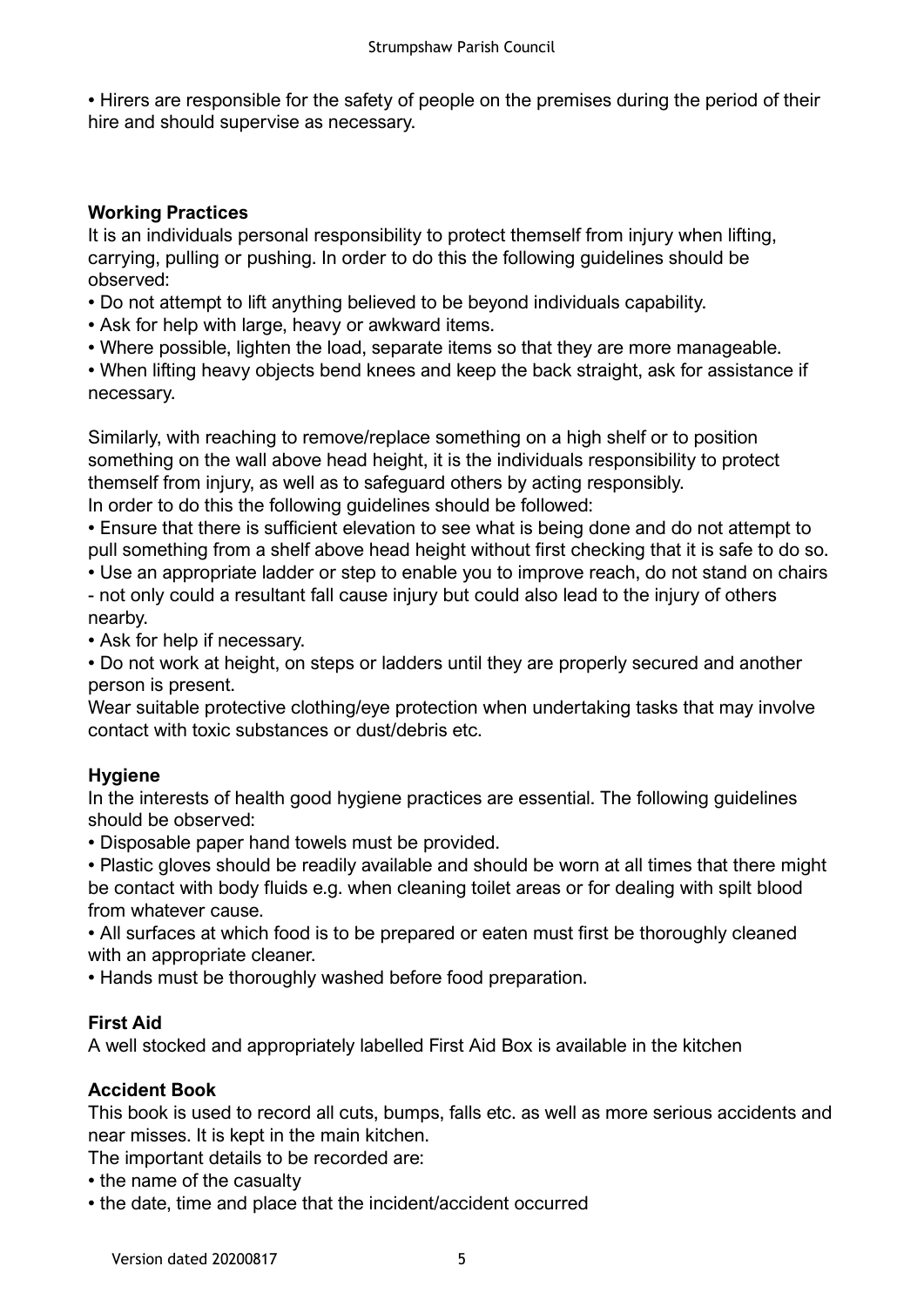• Hirers are responsible for the safety of people on the premises during the period of their hire and should supervise as necessary.

**Working Practices**

It is an individuals personal responsibility to protect themself from injury when lifting, carrying, pulling or pushing. In order to do this the following guidelines should be observed:

• Do not attempt to lift anything believed to be beyond individuals capability.
• Ask for help with large, heavy or awkward items.
• Where possible, lighten the load, separate items so that they are more manageable.
• When lifting heavy objects bend knees and keep the back straight, ask for assistance if necessary.

Similarly, with reaching to remove/replace something on a high shelf or to position something on the wall above head height, it is the individuals responsibility to protect themself from injury, as well as to safeguard others by acting responsibly.
In order to do this the following guidelines should be followed:

• Ensure that there is sufficient elevation to see what is being done and do not attempt to pull something from a shelf above head height without first checking that it is safe to do so.
• Use an appropriate ladder or step to enable you to improve reach, do not stand on chairs - not only could a resultant fall cause injury but could also lead to the injury of others nearby.
• Ask for help if necessary.
• Do not work at height, on steps or ladders until they are properly secured and another person is present.

Wear suitable protective clothing/eye protection when undertaking tasks that may involve contact with toxic substances or dust/debris etc.

**Hygiene**

In the interests of health good hygiene practices are essential. The following guidelines should be observed:

• Disposable paper hand towels must be provided.
• Plastic gloves should be readily available and should be worn at all times that there might be contact with body fluids e.g. when cleaning toilet areas or for dealing with spilt blood from whatever cause.
• All surfaces at which food is to be prepared or eaten must first be thoroughly cleaned with an appropriate cleaner.
• Hands must be thoroughly washed before food preparation.

**First Aid**

A well stocked and appropriately labelled First Aid Box is available in the kitchen

**Accident Book**

This book is used to record all cuts, bumps, falls etc. as well as more serious accidents and near misses. It is kept in the main kitchen.
The important details to be recorded are:

• the name of the casualty
• the date, time and place that the incident/accident occurred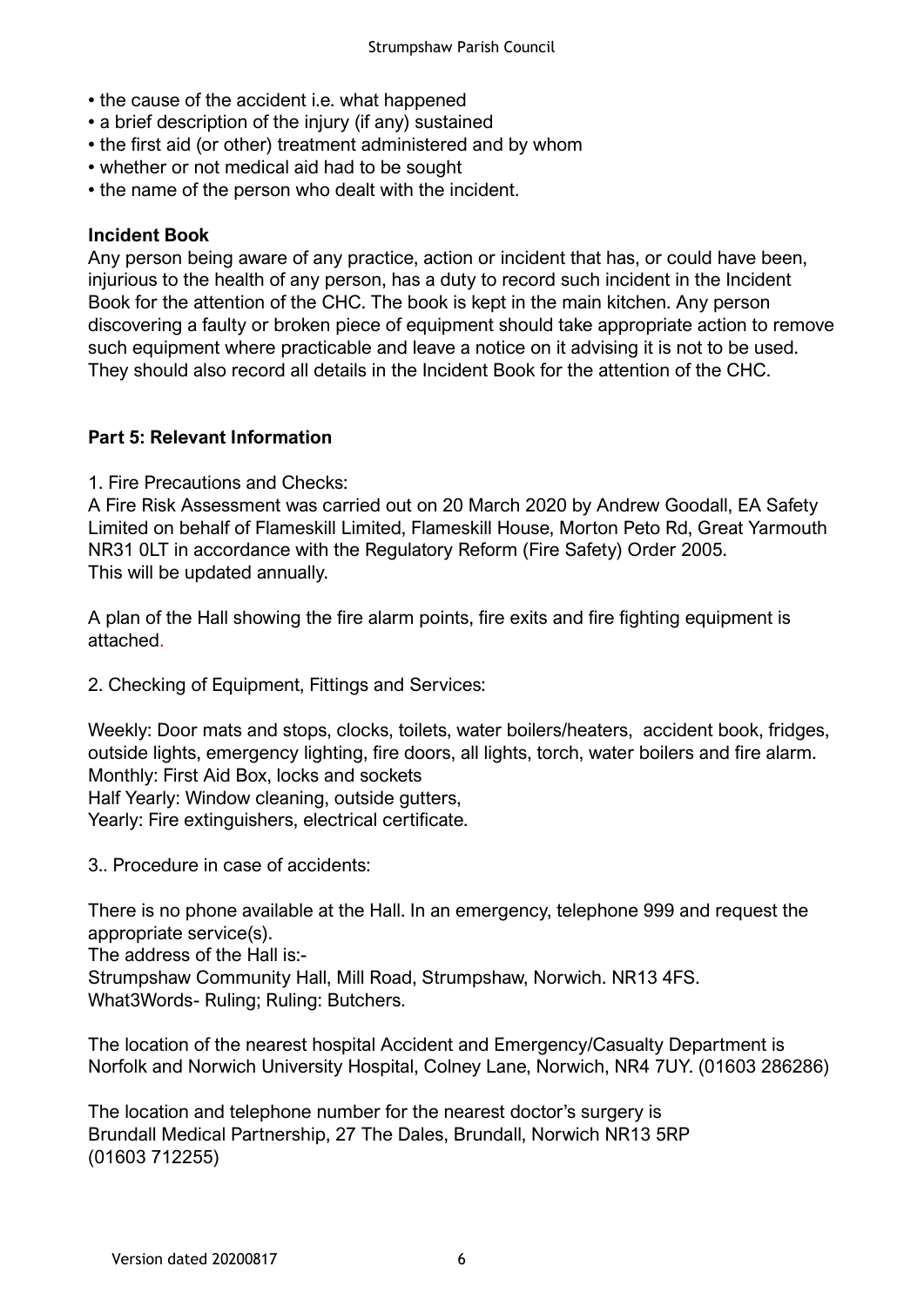- the cause of the accident i.e. what happened
- a brief description of the injury (if any) sustained
- the first aid (or other) treatment administered and by whom
- whether or not medical aid had to be sought
- the name of the person who dealt with the incident.

**Incident Book**

Any person being aware of any practice, action or incident that has, or could have been, injurious to the health of any person, has a duty to record such incident in the Incident Book for the attention of the CHC. The book is kept in the main kitchen. Any person discovering a faulty or broken piece of equipment should take appropriate action to remove such equipment where practicable and leave a notice on it advising it is not to be used. They should also record all details in the Incident Book for the attention of the CHC.

**Part 5: Relevant Information**

1. Fire Precautions and Checks:

A Fire Risk Assessment was carried out on 20 March 2020 by Andrew Goodall, EA Safety Limited on behalf of Flameskill Limited, Flameskill House, Morton Peto Rd, Great Yarmouth NR31 0LT in accordance with the Regulatory Reform (Fire Safety) Order 2005.
This will be updated annually.

A plan of the Hall showing the fire alarm points, fire exits and fire fighting equipment is attached.

2. Checking of Equipment, Fittings and Services:

Weekly: Door mats and stops, clocks, toilets, water boilers/heaters, accident book, fridges, outside lights, emergency lighting, fire doors, all lights, torch, water boilers and fire alarm.
Monthly: First Aid Box, locks and sockets
Half Yearly: Window cleaning, outside gutters,
Yearly: Fire extinguishers, electrical certificate.

3.. Procedure in case of accidents:

There is no phone available at the Hall. In an emergency, telephone 999 and request the appropriate service(s).
The address of the Hall is:-
Strumpshaw Community Hall, Mill Road, Strumpshaw, Norwich. NR13 4FS.
What3Words- Ruling; Ruling: Butchers.

The location of the nearest hospital Accident and Emergency/Casualty Department is Norfolk and Norwich University Hospital, Colney Lane, Norwich, NR4 7UY. (01603 286286)

The location and telephone number for the nearest doctor's surgery is
Brundall Medical Partnership, 27 The Dales, Brundall, Norwich NR13 5RP
(01603 712255)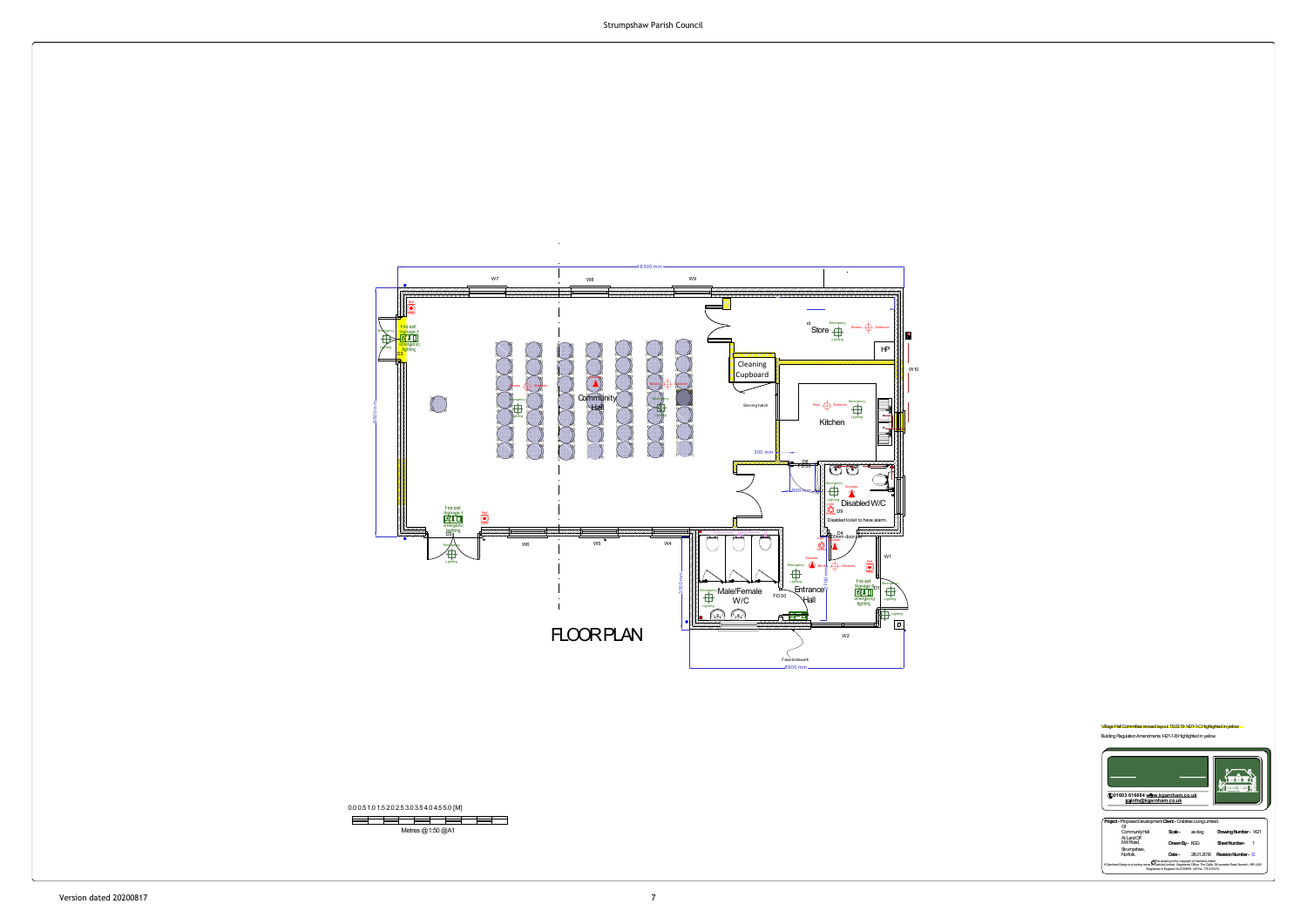FLOOR PLAN

16300 mm

W7 W8 W9

W10

Store

HP

Cleaning Cupboard

Community Hall

Serving hatch

Kitchen

300 mm

Disabled W/C

Disabled toilet to have alarm.

D9

D4

W6 W5 W4

W1

Male/Female W/C

FD30

Entrance Hall

W2

Face brickwork

8900 mm

Fire exit Signage & emergency lighting

Emergency Lighting

Smoke Detector

Heat Detector

Sounder

0.0 0.5 1.0 1.5 2.0 2.5 3.0 3.5 4.0 4.5 5.0 [M]

Metres @ 1:50 @A1

Village Hall Committee revised layout 15.03.19 1421-1-C Highlighted in yellow

Building Regulation Amendments 1421-1-B Highlighted in yellow

01603 616884 www.kgarnham.co.uk info@kgarnham.co.uk

| Project - Proposed Development Of Community Hall At Land Off Mill Road, Strumpshaw, Norfolk. | Client - Crabtree Living Limited. | | |
|---|---|---|---|
| | Scale - as dwg | Drawing Number - 1421 | |
| | Drawn By - KGG | Sheet Number - 1 | |
| | Date - 28.01.2018 | Revision Number - C | |